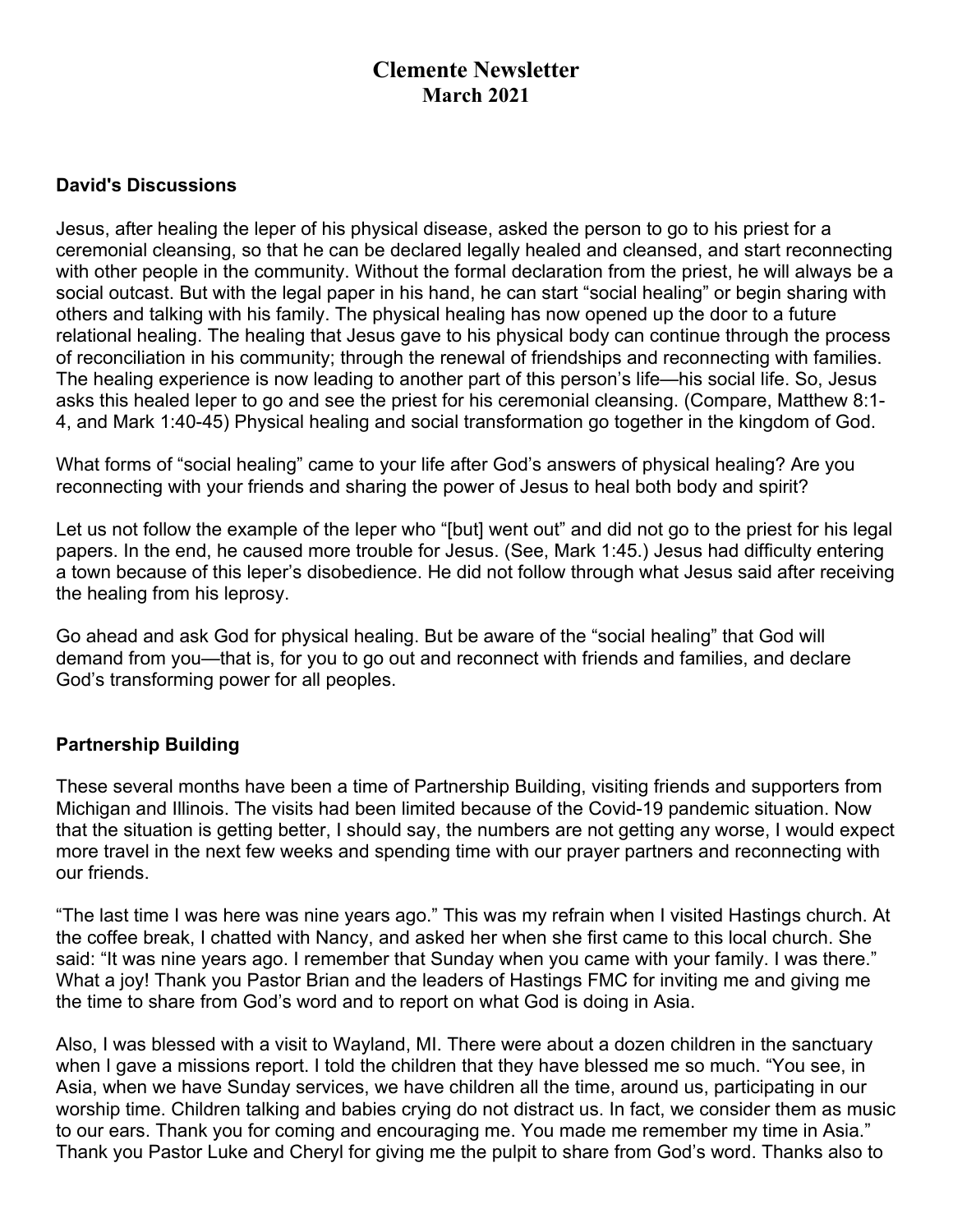# Clemente Newsletter
## March 2021

### David's Discussions

Jesus, after healing the leper of his physical disease, asked the person to go to his priest for a ceremonial cleansing, so that he can be declared legally healed and cleansed, and start reconnecting with other people in the community. Without the formal declaration from the priest, he will always be a social outcast. But with the legal paper in his hand, he can start "social healing" or begin sharing with others and talking with his family. The physical healing has now opened up the door to a future relational healing. The healing that Jesus gave to his physical body can continue through the process of reconciliation in his community; through the renewal of friendships and reconnecting with families. The healing experience is now leading to another part of this person's life—his social life. So, Jesus asks this healed leper to go and see the priest for his ceremonial cleansing. (Compare, Matthew 8:1-4, and Mark 1:40-45) Physical healing and social transformation go together in the kingdom of God.

What forms of "social healing" came to your life after God's answers of physical healing? Are you reconnecting with your friends and sharing the power of Jesus to heal both body and spirit?

Let us not follow the example of the leper who "[but] went out" and did not go to the priest for his legal papers. In the end, he caused more trouble for Jesus. (See, Mark 1:45.) Jesus had difficulty entering a town because of this leper's disobedience. He did not follow through what Jesus said after receiving the healing from his leprosy.

Go ahead and ask God for physical healing. But be aware of the "social healing" that God will demand from you—that is, for you to go out and reconnect with friends and families, and declare God's transforming power for all peoples.

### Partnership Building

These several months have been a time of Partnership Building, visiting friends and supporters from Michigan and Illinois. The visits had been limited because of the Covid-19 pandemic situation. Now that the situation is getting better, I should say, the numbers are not getting any worse, I would expect more travel in the next few weeks and spending time with our prayer partners and reconnecting with our friends.

"The last time I was here was nine years ago." This was my refrain when I visited Hastings church. At the coffee break, I chatted with Nancy, and asked her when she first came to this local church. She said: "It was nine years ago. I remember that Sunday when you came with your family. I was there." What a joy! Thank you Pastor Brian and the leaders of Hastings FMC for inviting me and giving me the time to share from God's word and to report on what God is doing in Asia.

Also, I was blessed with a visit to Wayland, MI. There were about a dozen children in the sanctuary when I gave a missions report. I told the children that they have blessed me so much. "You see, in Asia, when we have Sunday services, we have children all the time, around us, participating in our worship time. Children talking and babies crying do not distract us. In fact, we consider them as music to our ears. Thank you for coming and encouraging me. You made me remember my time in Asia." Thank you Pastor Luke and Cheryl for giving me the pulpit to share from God's word. Thanks also to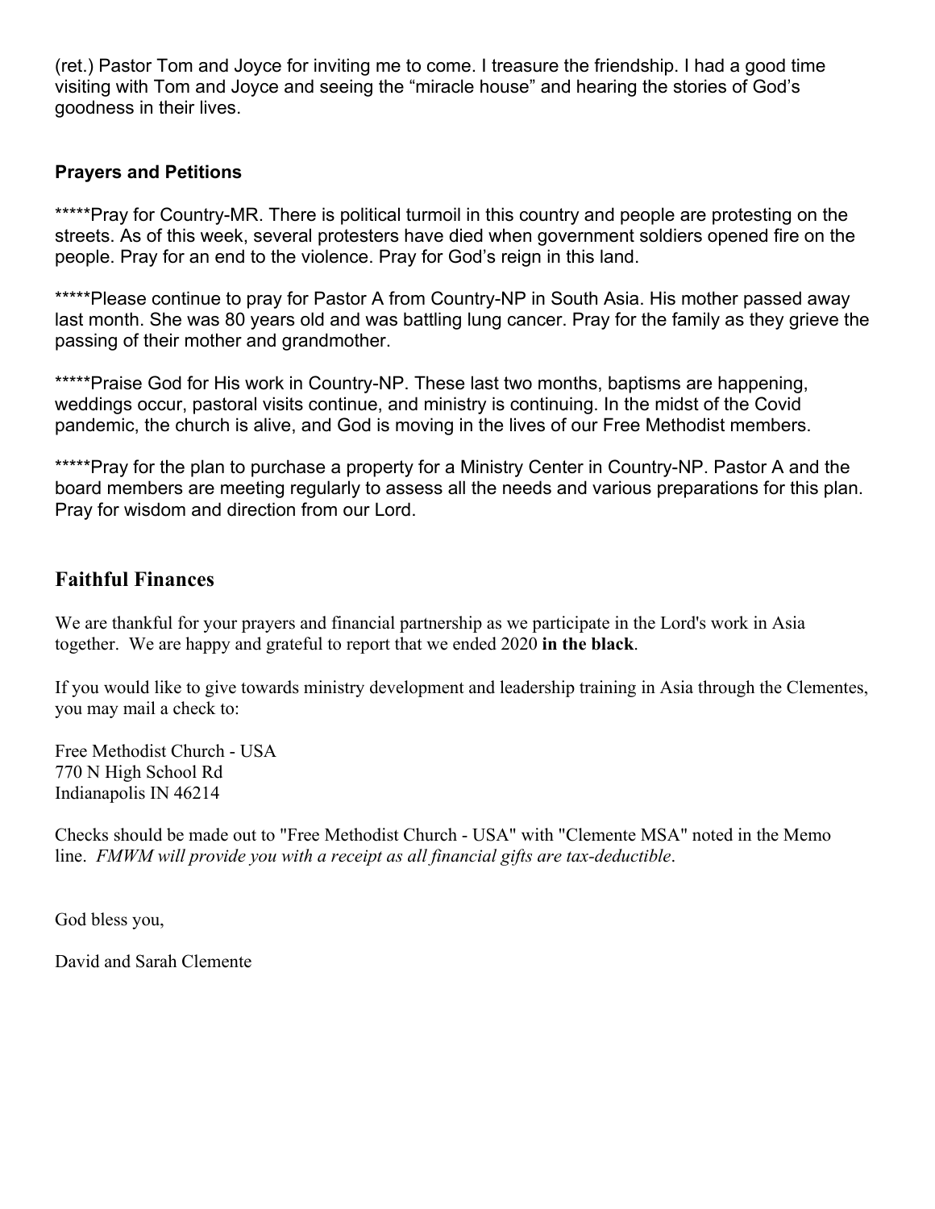(ret.) Pastor Tom and Joyce for inviting me to come. I treasure the friendship. I had a good time visiting with Tom and Joyce and seeing the "miracle house" and hearing the stories of God's goodness in their lives.

### Prayers and Petitions

*****Pray for Country-MR. There is political turmoil in this country and people are protesting on the streets. As of this week, several protesters have died when government soldiers opened fire on the people. Pray for an end to the violence. Pray for God's reign in this land.

*****Please continue to pray for Pastor A from Country-NP in South Asia. His mother passed away last month. She was 80 years old and was battling lung cancer. Pray for the family as they grieve the passing of their mother and grandmother.

*****Praise God for His work in Country-NP. These last two months, baptisms are happening, weddings occur, pastoral visits continue, and ministry is continuing. In the midst of the Covid pandemic, the church is alive, and God is moving in the lives of our Free Methodist members.

*****Pray for the plan to purchase a property for a Ministry Center in Country-NP. Pastor A and the board members are meeting regularly to assess all the needs and various preparations for this plan. Pray for wisdom and direction from our Lord.

## Faithful Finances

We are thankful for your prayers and financial partnership as we participate in the Lord's work in Asia together. We are happy and grateful to report that we ended 2020 **in the black**.

If you would like to give towards ministry development and leadership training in Asia through the Clementes, you may mail a check to:

Free Methodist Church - USA
770 N High School Rd
Indianapolis IN 46214

Checks should be made out to "Free Methodist Church - USA" with "Clemente MSA" noted in the Memo line. *FMWM will provide you with a receipt as all financial gifts are tax-deductible*.

God bless you,

David and Sarah Clemente